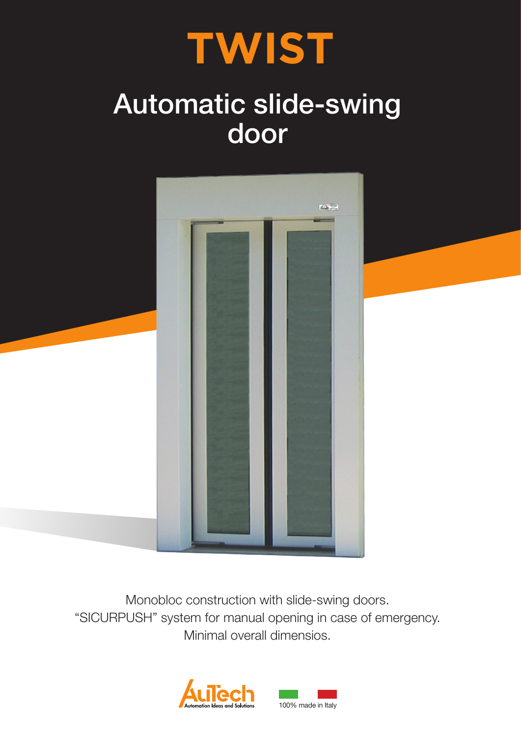# TWIST

## Automatic slide-swing door

Monobloc construction with slide-swing doors.
“SICURPUSH” system for manual opening in case of emergency.
Minimal overall dimensios.

AuTech
Automation Ideas and Solutions

100% made in Italy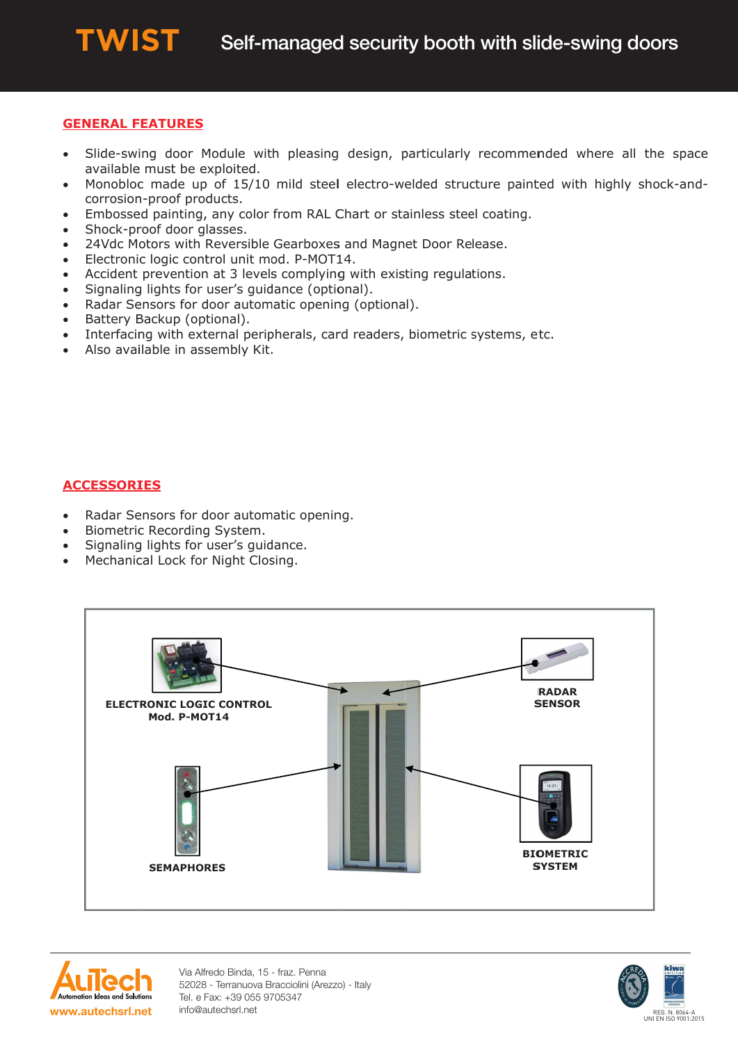# TWIST Self-managed security booth with slide-swing doors

## GENERAL FEATURES

- Slide-swing door Module with pleasing design, particularly recommended where all the space available must be exploited.
- Monobloc made up of 15/10 mild steel electro-welded structure painted with highly shock-and-corrosion-proof products.
- Embossed painting, any color from RAL Chart or stainless steel coating.
- Shock-proof door glasses.
- 24Vdc Motors with Reversible Gearboxes and Magnet Door Release.
- Electronic logic control unit mod. P-MOT14.
- Accident prevention at 3 levels complying with existing regulations.
- Signaling lights for user's guidance (optional).
- Radar Sensors for door automatic opening (optional).
- Battery Backup (optional).
- Interfacing with external peripherals, card readers, biometric systems, etc.
- Also available in assembly Kit.

## ACCESSORIES

- Radar Sensors for door automatic opening.
- Biometric Recording System.
- Signaling lights for user's guidance.
- Mechanical Lock for Night Closing.

ELECTRONIC LOGIC CONTROL
Mod. P-MOT14

RADAR SENSOR

SEMAPHORES

BIOMETRIC SYSTEM

AuTech Automation Ideas and Solutions
www.autechsrl.net

Via Alfredo Binda, 15 - fraz. Penna
52028 - Terranuova Bracciolini (Arezzo) - Italy
Tel. e Fax: +39 055 9705347
info@autechsrl.net

REG. N. 8064-A
UNI EN ISO 9001:2015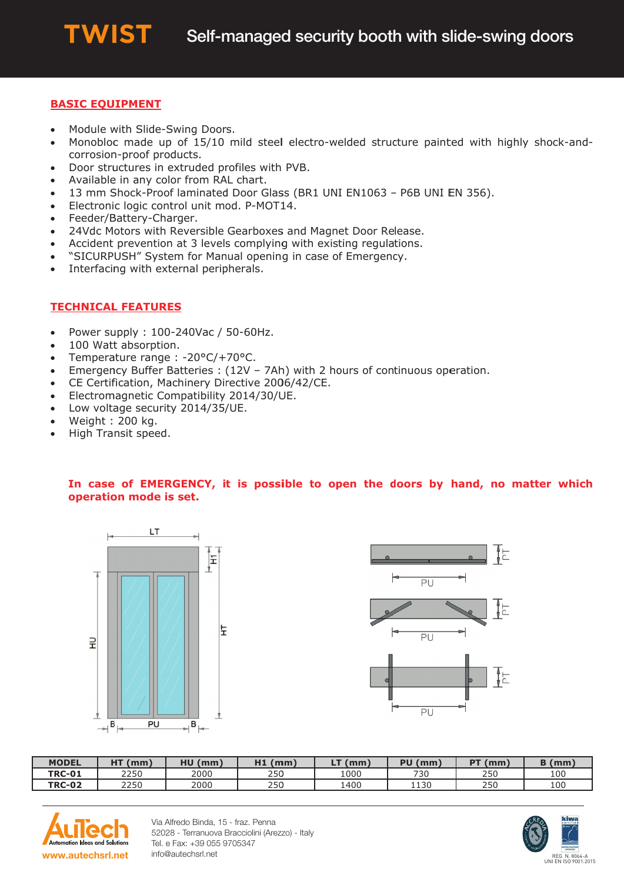# TWIST Self-managed security booth with slide-swing doors

## BASIC EQUIPMENT

- Module with Slide-Swing Doors.
- Monobloc made up of 15/10 mild steel electro-welded structure painted with highly shock-and-corrosion-proof products.
- Door structures in extruded profiles with PVB.
- Available in any color from RAL chart.
- 13 mm Shock-Proof laminated Door Glass (BR1 UNI EN1063 – P6B UNI EN 356).
- Electronic logic control unit mod. P-MOT14.
- Feeder/Battery-Charger.
- 24Vdc Motors with Reversible Gearboxes and Magnet Door Release.
- Accident prevention at 3 levels complying with existing regulations.
- "SICURPUSH" System for Manual opening in case of Emergency.
- Interfacing with external peripherals.

## TECHNICAL FEATURES

- Power supply : 100-240Vac / 50-60Hz.
- 100 Watt absorption.
- Temperature range : -20°C/+70°C.
- Emergency Buffer Batteries : (12V – 7Ah) with 2 hours of continuous operation.
- CE Certification, Machinery Directive 2006/42/CE.
- Electromagnetic Compatibility 2014/30/UE.
- Low voltage security 2014/35/UE.
- Weight : 200 kg.
- High Transit speed.

**In case of EMERGENCY, it is possible to open the doors by hand, no matter which operation mode is set.**

LT
H1
HU
HT
B PU B

PT
PU
PT
PU
PT
PU

| MODEL | HT (mm) | HU (mm) | H1 (mm) | LT (mm) | PU (mm) | PT (mm) | B (mm) |
|---|---|---|---|---|---|---|---|
| TRC-01 | 2250 | 2000 | 250 | 1000 | 730 | 250 | 100 |
| TRC-02 | 2250 | 2000 | 250 | 1400 | 1130 | 250 | 100 |

AuTech Automation Ideas and Solutions
www.autechsrl.net

Via Alfredo Binda, 15 - fraz. Penna
52028 - Terranuova Bracciolini (Arezzo) - Italy
Tel. e Fax: +39 055 9705347
info@autechsrl.net

REG. N. 8064-A
UNI EN ISO 9001:2015